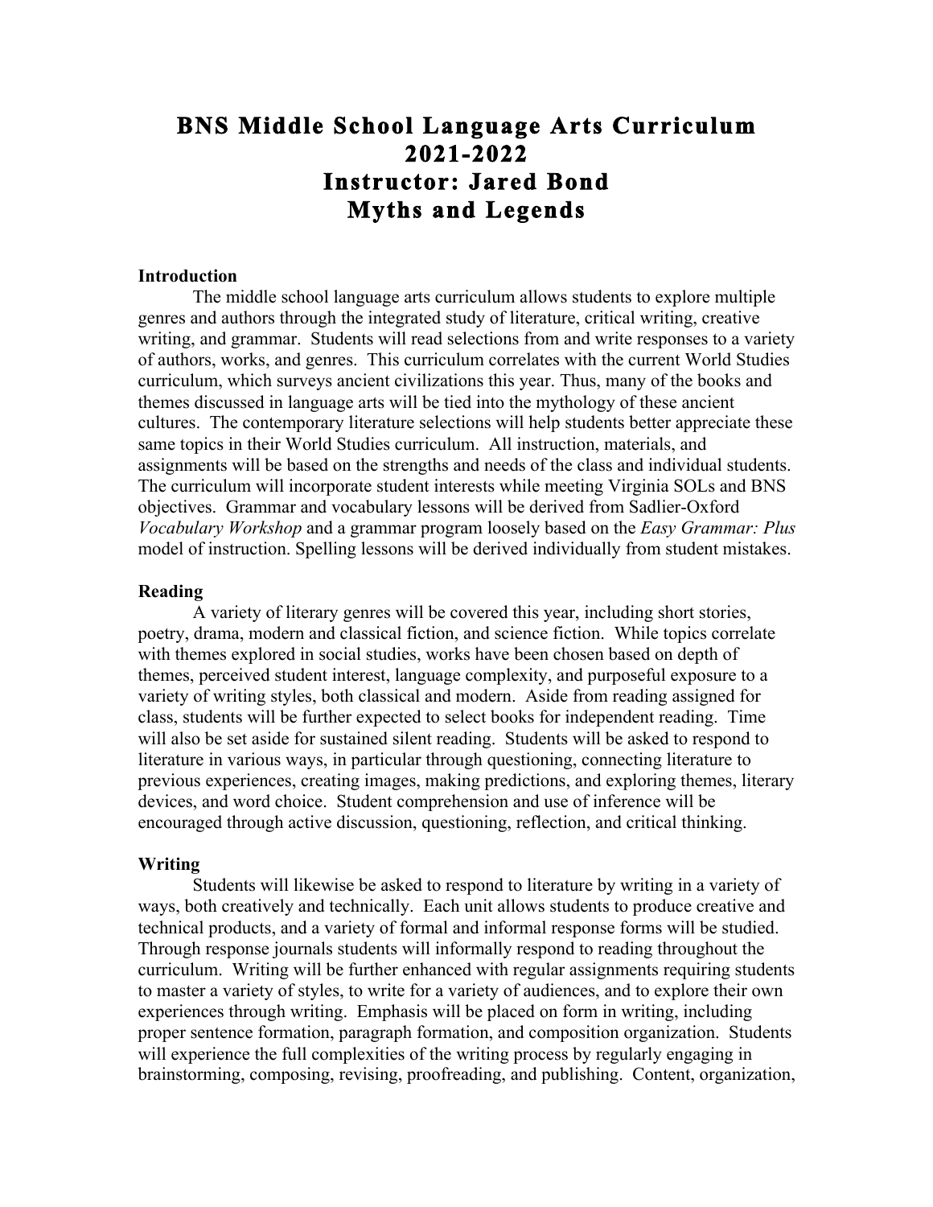# BNS Middle School Language Arts Curriculum
# 2021-2022
# Instructor: Jared Bond
# Myths and Legends

**Introduction**

The middle school language arts curriculum allows students to explore multiple genres and authors through the integrated study of literature, critical writing, creative writing, and grammar. Students will read selections from and write responses to a variety of authors, works, and genres. This curriculum correlates with the current World Studies curriculum, which surveys ancient civilizations this year. Thus, many of the books and themes discussed in language arts will be tied into the mythology of these ancient cultures. The contemporary literature selections will help students better appreciate these same topics in their World Studies curriculum. All instruction, materials, and assignments will be based on the strengths and needs of the class and individual students. The curriculum will incorporate student interests while meeting Virginia SOLs and BNS objectives. Grammar and vocabulary lessons will be derived from Sadlier-Oxford *Vocabulary Workshop* and a grammar program loosely based on the *Easy Grammar: Plus* model of instruction. Spelling lessons will be derived individually from student mistakes.

**Reading**

A variety of literary genres will be covered this year, including short stories, poetry, drama, modern and classical fiction, and science fiction. While topics correlate with themes explored in social studies, works have been chosen based on depth of themes, perceived student interest, language complexity, and purposeful exposure to a variety of writing styles, both classical and modern. Aside from reading assigned for class, students will be further expected to select books for independent reading. Time will also be set aside for sustained silent reading. Students will be asked to respond to literature in various ways, in particular through questioning, connecting literature to previous experiences, creating images, making predictions, and exploring themes, literary devices, and word choice. Student comprehension and use of inference will be encouraged through active discussion, questioning, reflection, and critical thinking.

**Writing**

Students will likewise be asked to respond to literature by writing in a variety of ways, both creatively and technically. Each unit allows students to produce creative and technical products, and a variety of formal and informal response forms will be studied. Through response journals students will informally respond to reading throughout the curriculum. Writing will be further enhanced with regular assignments requiring students to master a variety of styles, to write for a variety of audiences, and to explore their own experiences through writing. Emphasis will be placed on form in writing, including proper sentence formation, paragraph formation, and composition organization. Students will experience the full complexities of the writing process by regularly engaging in brainstorming, composing, revising, proofreading, and publishing. Content, organization,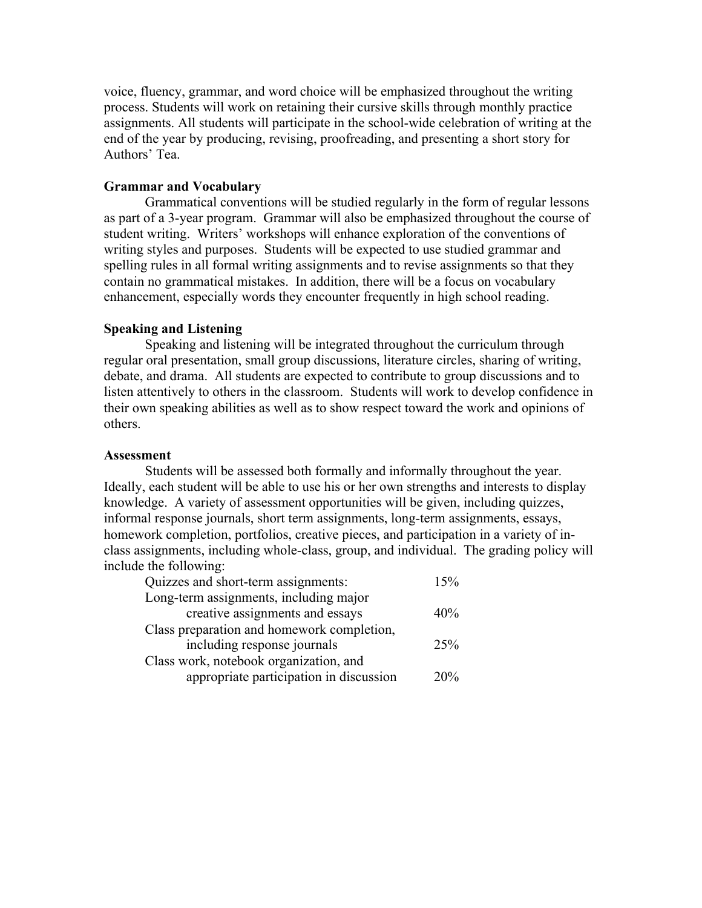voice, fluency, grammar, and word choice will be emphasized throughout the writing process. Students will work on retaining their cursive skills through monthly practice assignments. All students will participate in the school-wide celebration of writing at the end of the year by producing, revising, proofreading, and presenting a short story for Authors' Tea.

**Grammar and Vocabulary**

Grammatical conventions will be studied regularly in the form of regular lessons as part of a 3-year program. Grammar will also be emphasized throughout the course of student writing. Writers' workshops will enhance exploration of the conventions of writing styles and purposes. Students will be expected to use studied grammar and spelling rules in all formal writing assignments and to revise assignments so that they contain no grammatical mistakes. In addition, there will be a focus on vocabulary enhancement, especially words they encounter frequently in high school reading.

**Speaking and Listening**

Speaking and listening will be integrated throughout the curriculum through regular oral presentation, small group discussions, literature circles, sharing of writing, debate, and drama. All students are expected to contribute to group discussions and to listen attentively to others in the classroom. Students will work to develop confidence in their own speaking abilities as well as to show respect toward the work and opinions of others.

**Assessment**

Students will be assessed both formally and informally throughout the year. Ideally, each student will be able to use his or her own strengths and interests to display knowledge. A variety of assessment opportunities will be given, including quizzes, informal response journals, short term assignments, long-term assignments, essays, homework completion, portfolios, creative pieces, and participation in a variety of in-class assignments, including whole-class, group, and individual. The grading policy will include the following:

| Category | Weight |
|---|---|
| Quizzes and short-term assignments: | 15% |
| Long-term assignments, including major creative assignments and essays | 40% |
| Class preparation and homework completion, including response journals | 25% |
| Class work, notebook organization, and appropriate participation in discussion | 20% |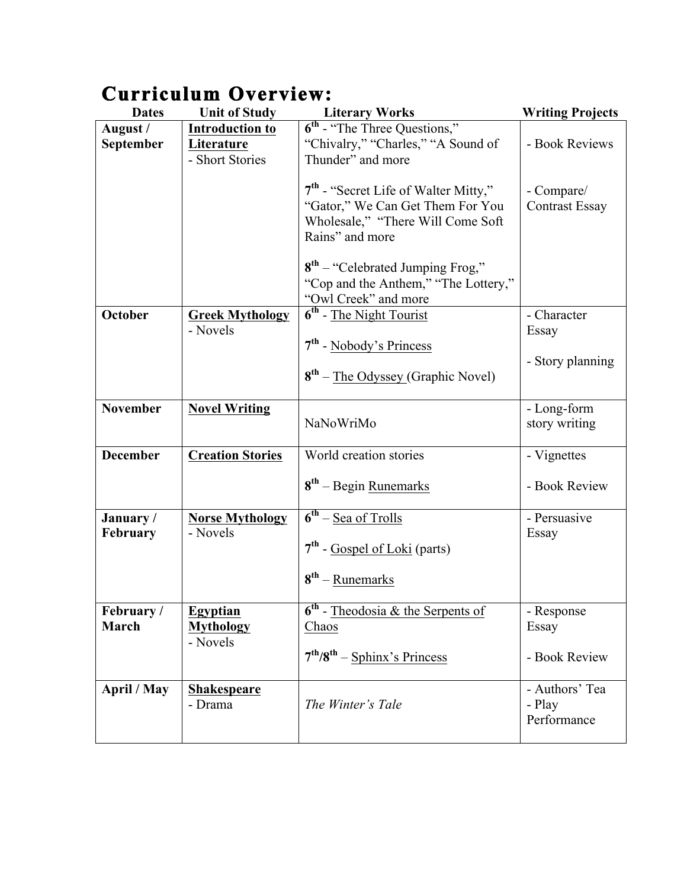# Curriculum Overview:

| Dates | Unit of Study | Literary Works | Writing Projects |
|---|---|---|---|
| **August / September** | **Introduction to Literature**<br>- Short Stories | **6th** - "The Three Questions," "Chivalry," "Charles," "A Sound of Thunder" and more<br><br>**7th** - "Secret Life of Walter Mitty," "Gator," We Can Get Them For You Wholesale," "There Will Come Soft Rains" and more<br><br>**8th** – "Celebrated Jumping Frog," "Cop and the Anthem," "The Lottery," "Owl Creek" and more | - Book Reviews<br><br>- Compare/ Contrast Essay |
| **October** | **Greek Mythology**<br>- Novels | **6th** - The Night Tourist<br><br>**7th** - Nobody's Princess<br><br>**8th** – The Odyssey (Graphic Novel) | - Character Essay<br><br>- Story planning |
| **November** | **Novel Writing** | NaNoWriMo | - Long-form story writing |
| **December** | **Creation Stories** | World creation stories<br><br>**8th** – Begin Runemarks | - Vignettes<br><br>- Book Review |
| **January / February** | **Norse Mythology**<br>- Novels | **6th** – Sea of Trolls<br><br>**7th** - Gospel of Loki (parts)<br><br>**8th** – Runemarks | - Persuasive Essay |
| **February / March** | **Egyptian Mythology**<br>- Novels | **6th** - Theodosia & the Serpents of Chaos<br><br>**7th/8th** – Sphinx's Princess | - Response Essay<br><br>- Book Review |
| **April / May** | **Shakespeare**<br>- Drama | *The Winter's Tale* | - Authors' Tea<br>- Play Performance |